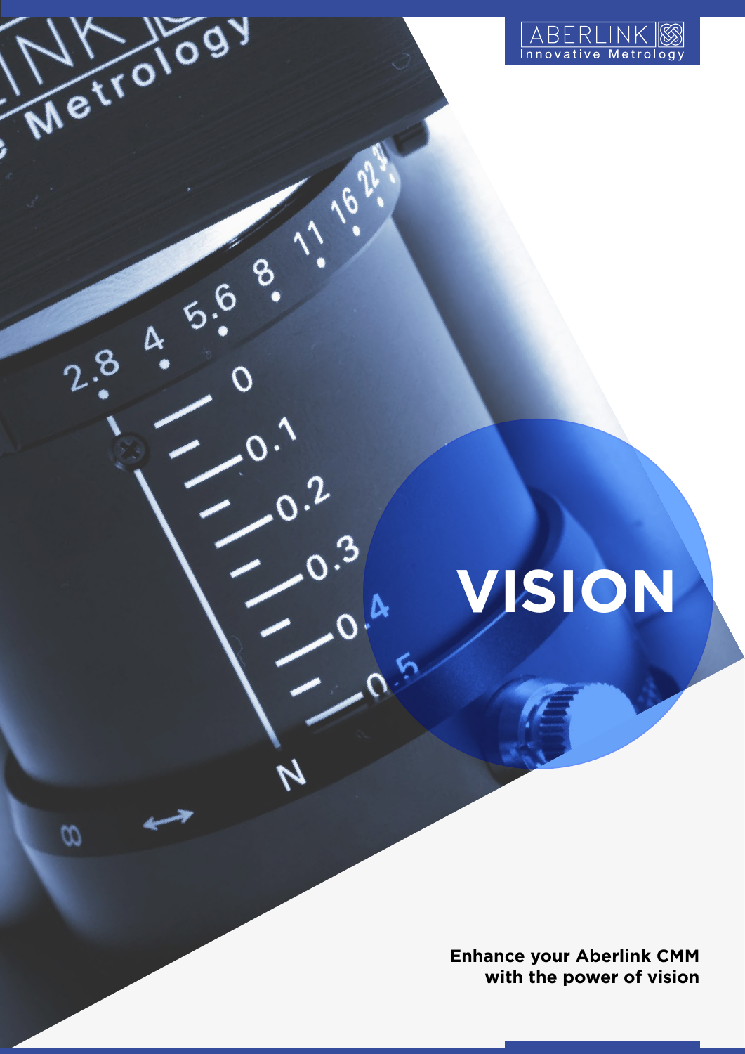ABERLINK Innovative Metrology

# VISION

**Enhance your Aberlink CMM with the power of vision**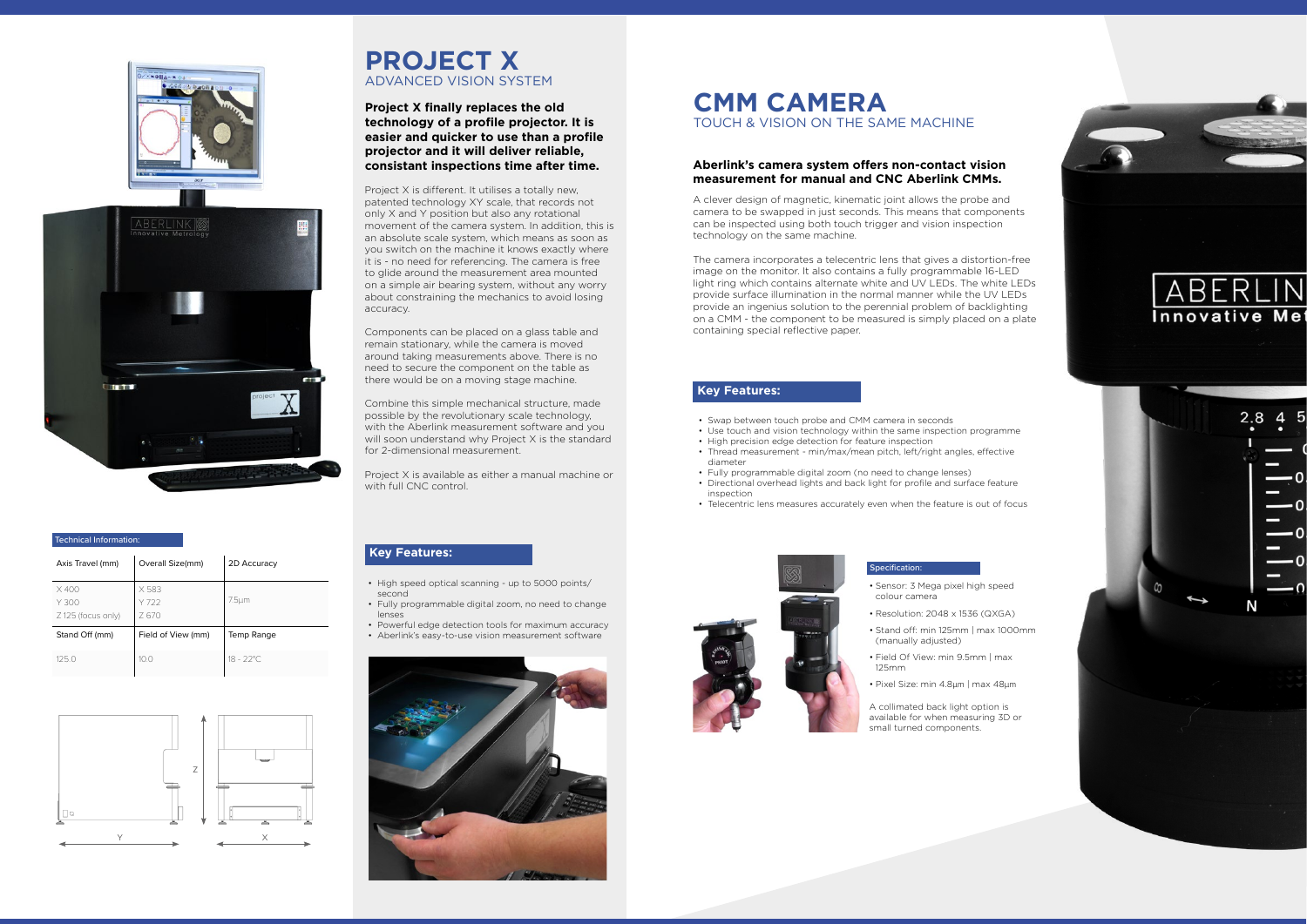# PROJECT X

## ADVANCED VISION SYSTEM

**Project X finally replaces the old technology of a profile projector. It is easier and quicker to use than a profile projector and it will deliver reliable, consistant inspections time after time.**

Project X is different. It utilises a totally new, patented technology XY scale, that records not only X and Y position but also any rotational movement of the camera system. In addition, this is an absolute scale system, which means as soon as you switch on the machine it knows exactly where it is - no need for referencing. The camera is free to glide around the measurement area mounted on a simple air bearing system, without any worry about constraining the mechanics to avoid losing accuracy.

Components can be placed on a glass table and remain stationary, while the camera is moved around taking measurements above. There is no need to secure the component on the table as there would be on a moving stage machine.

Combine this simple mechanical structure, made possible by the revolutionary scale technology, with the Aberlink measurement software and you will soon understand why Project X is the standard for 2-dimensional measurement.

Project X is available as either a manual machine or with full CNC control.

### Technical Information:

| Axis Travel (mm) | Overall Size(mm) | 2D Accuracy |
|---|---|---|
| X 400<br>Y 300<br>Z 125 (focus only) | X 583<br>Y 722<br>Z 670 | 7.5µm |
| **Stand Off (mm)** | **Field of View (mm)** | **Temp Range** |
| 125.0 | 10.0 | 18 - 22°C |

### Key Features:

- High speed optical scanning - up to 5000 points/second
- Fully programmable digital zoom, no need to change lenses
- Powerful edge detection tools for maximum accuracy
- Aberlink's easy-to-use vision measurement software

# CMM CAMERA

## TOUCH & VISION ON THE SAME MACHINE

**Aberlink's camera system offers non-contact vision measurement for manual and CNC Aberlink CMMs.**

A clever design of magnetic, kinematic joint allows the probe and camera to be swapped in just seconds. This means that components can be inspected using both touch trigger and vision inspection technology on the same machine.

The camera incorporates a telecentric lens that gives a distortion-free image on the monitor. It also contains a fully programmable 16-LED light ring which contains alternate white and UV LEDs. The white LEDs provide surface illumination in the normal manner while the UV LEDs provide an ingenius solution to the perennial problem of backlighting on a CMM - the component to be measured is simply placed on a plate containing special reflective paper.

### Key Features:

- Swap between touch probe and CMM camera in seconds
- Use touch and vision technology within the same inspection programme
- High precision edge detection for feature inspection
- Thread measurement - min/max/mean pitch, left/right angles, effective diameter
- Fully programmable digital zoom (no need to change lenses)
- Directional overhead lights and back light for profile and surface feature inspection
- Telecentric lens measures accurately even when the feature is out of focus

### Specification:

- Sensor: 3 Mega pixel high speed colour camera
- Resolution: 2048 x 1536 (QXGA)
- Stand off: min 125mm | max 1000mm (manually adjusted)
- Field Of View: min 9.5mm | max 125mm
- Pixel Size: min 4.8µm | max 48µm

A collimated back light option is available for when measuring 3D or small turned components.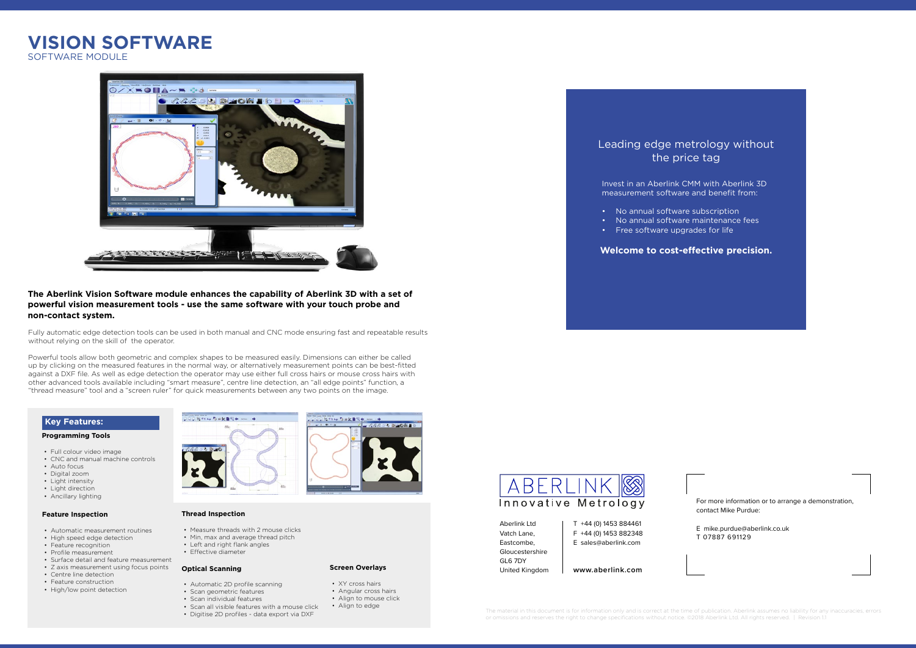# VISION SOFTWARE

SOFTWARE MODULE

**The Aberlink Vision Software module enhances the capability of Aberlink 3D with a set of powerful vision measurement tools - use the same software with your touch probe and non-contact system.**

Fully automatic edge detection tools can be used in both manual and CNC mode ensuring fast and repeatable results without relying on the skill of the operator.

Powerful tools allow both geometric and complex shapes to be measured easily. Dimensions can either be called up by clicking on the measured features in the normal way, or alternatively measurement points can be best-fitted against a DXF file. As well as edge detection the operator may use either full cross hairs or mouse cross hairs with other advanced tools available including "smart measure", centre line detection, an "all edge points" function, a "thread measure" tool and a "screen ruler" for quick measurements between any two points on the image.

## Key Features:

### Programming Tools

- Full colour video image
- CNC and manual machine controls
- Auto focus
- Digital zoom
- Light intensity
- Light direction
- Ancillary lighting

### Feature Inspection

- Automatic measurement routines
- High speed edge detection
- Feature recognition
- Profile measurement
- Surface detail and feature measurement
- Z axis measurement using focus points
- Centre line detection
- Feature construction
- High/low point detection

### Thread Inspection

- Measure threads with 2 mouse clicks
- Min, max and average thread pitch
- Left and right flank angles
- Effective diameter

### Optical Scanning

- Automatic 2D profile scanning
- Scan geometric features
- Scan individual features
- Scan all visible features with a mouse click
- Digitise 2D profiles - data export via DXF

### Screen Overlays

- XY cross hairs
- Angular cross hairs
- Align to mouse click
- Align to edge

Leading edge metrology without the price tag

Invest in an Aberlink CMM with Aberlink 3D measurement software and benefit from:

- No annual software subscription
- No annual software maintenance fees
- Free software upgrades for life

**Welcome to cost-effective precision.**

ABERLINK
Innovative Metrology

Aberlink Ltd
Vatch Lane,
Eastcombe,
Gloucestershire
GL6 7DY
United Kingdom

T +44 (0) 1453 884461
F +44 (0) 1453 882348
E sales@aberlink.com

www.aberlink.com

For more information or to arrange a demonstration, contact Mike Purdue:

E mike.purdue@aberlink.co.uk
T 07887 691129

The material in this document is for information only and is correct at the time of publication. Aberlink assumes no liability for any inaccuracies, errors or omissions and reserves the right to change specifications without notice. ©2018 Aberlink Ltd. All rights reserved. | Revision 1.1